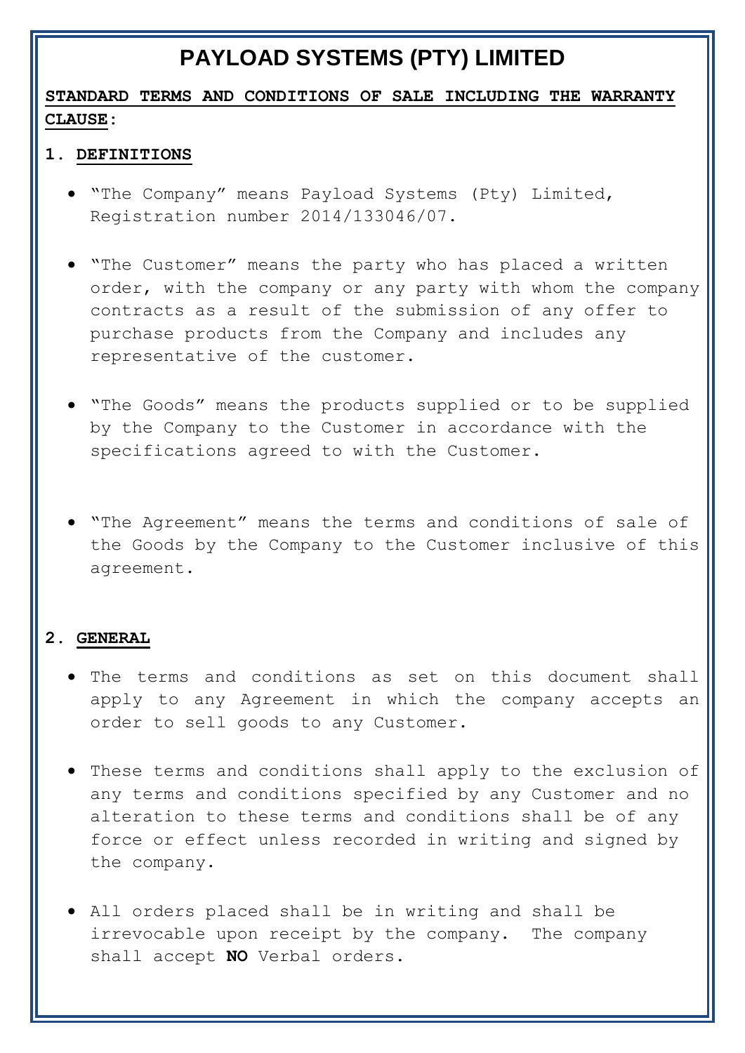# PAYLOAD SYSTEMS (PTY) LIMITED

**STANDARD TERMS AND CONDITIONS OF SALE INCLUDING THE WARRANTY CLAUSE:**

## 1. DEFINITIONS

- "The Company" means Payload Systems (Pty) Limited, Registration number 2014/133046/07.
- "The Customer" means the party who has placed a written order, with the company or any party with whom the company contracts as a result of the submission of any offer to purchase products from the Company and includes any representative of the customer.
- "The Goods" means the products supplied or to be supplied by the Company to the Customer in accordance with the specifications agreed to with the Customer.
- "The Agreement" means the terms and conditions of sale of the Goods by the Company to the Customer inclusive of this agreement.

## 2. GENERAL

- The terms and conditions as set on this document shall apply to any Agreement in which the company accepts an order to sell goods to any Customer.
- These terms and conditions shall apply to the exclusion of any terms and conditions specified by any Customer and no alteration to these terms and conditions shall be of any force or effect unless recorded in writing and signed by the company.
- All orders placed shall be in writing and shall be irrevocable upon receipt by the company. The company shall accept **NO** Verbal orders.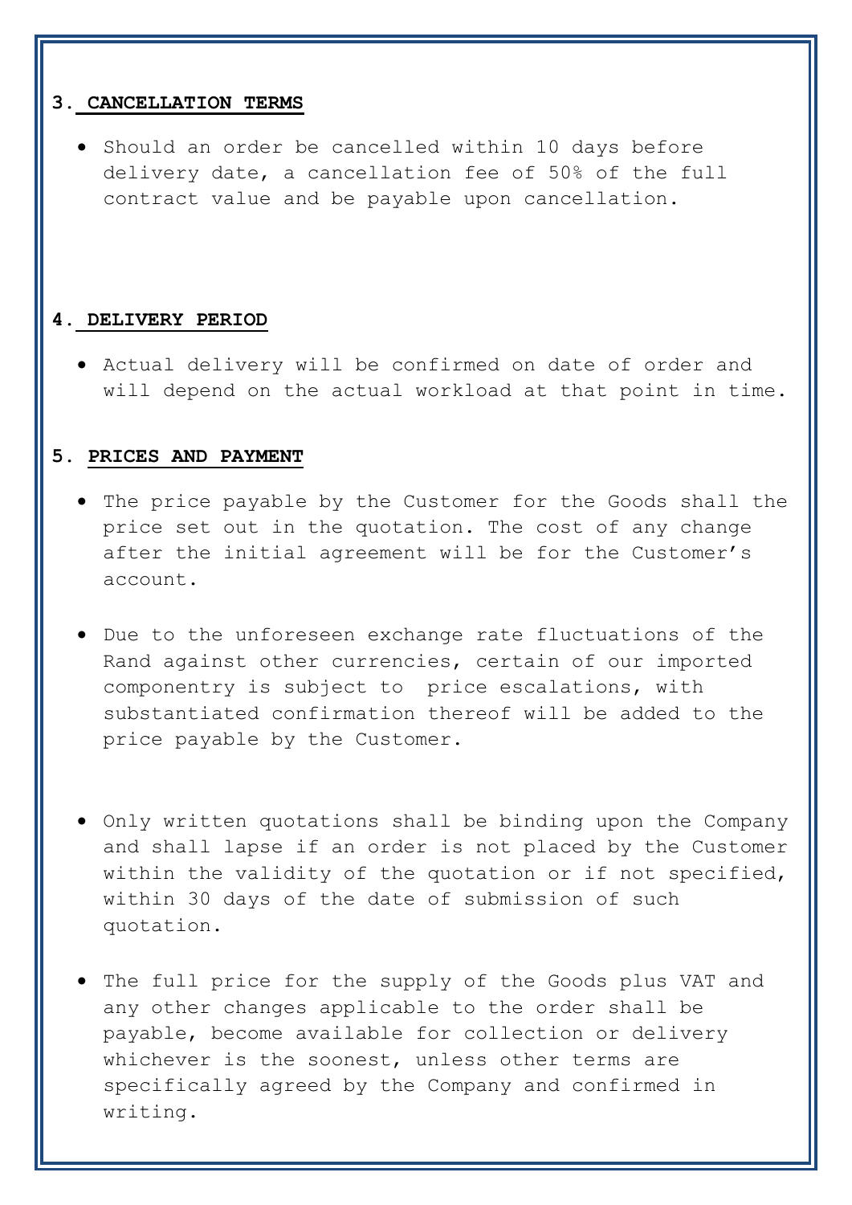## 3. CANCELLATION TERMS

- Should an order be cancelled within 10 days before delivery date, a cancellation fee of 50% of the full contract value and be payable upon cancellation.

## 4. DELIVERY PERIOD

- Actual delivery will be confirmed on date of order and will depend on the actual workload at that point in time.

## 5. PRICES AND PAYMENT

- The price payable by the Customer for the Goods shall the price set out in the quotation. The cost of any change after the initial agreement will be for the Customer's account.

- Due to the unforeseen exchange rate fluctuations of the Rand against other currencies, certain of our imported componentry is subject to price escalations, with substantiated confirmation thereof will be added to the price payable by the Customer.

- Only written quotations shall be binding upon the Company and shall lapse if an order is not placed by the Customer within the validity of the quotation or if not specified, within 30 days of the date of submission of such quotation.

- The full price for the supply of the Goods plus VAT and any other changes applicable to the order shall be payable, become available for collection or delivery whichever is the soonest, unless other terms are specifically agreed by the Company and confirmed in writing.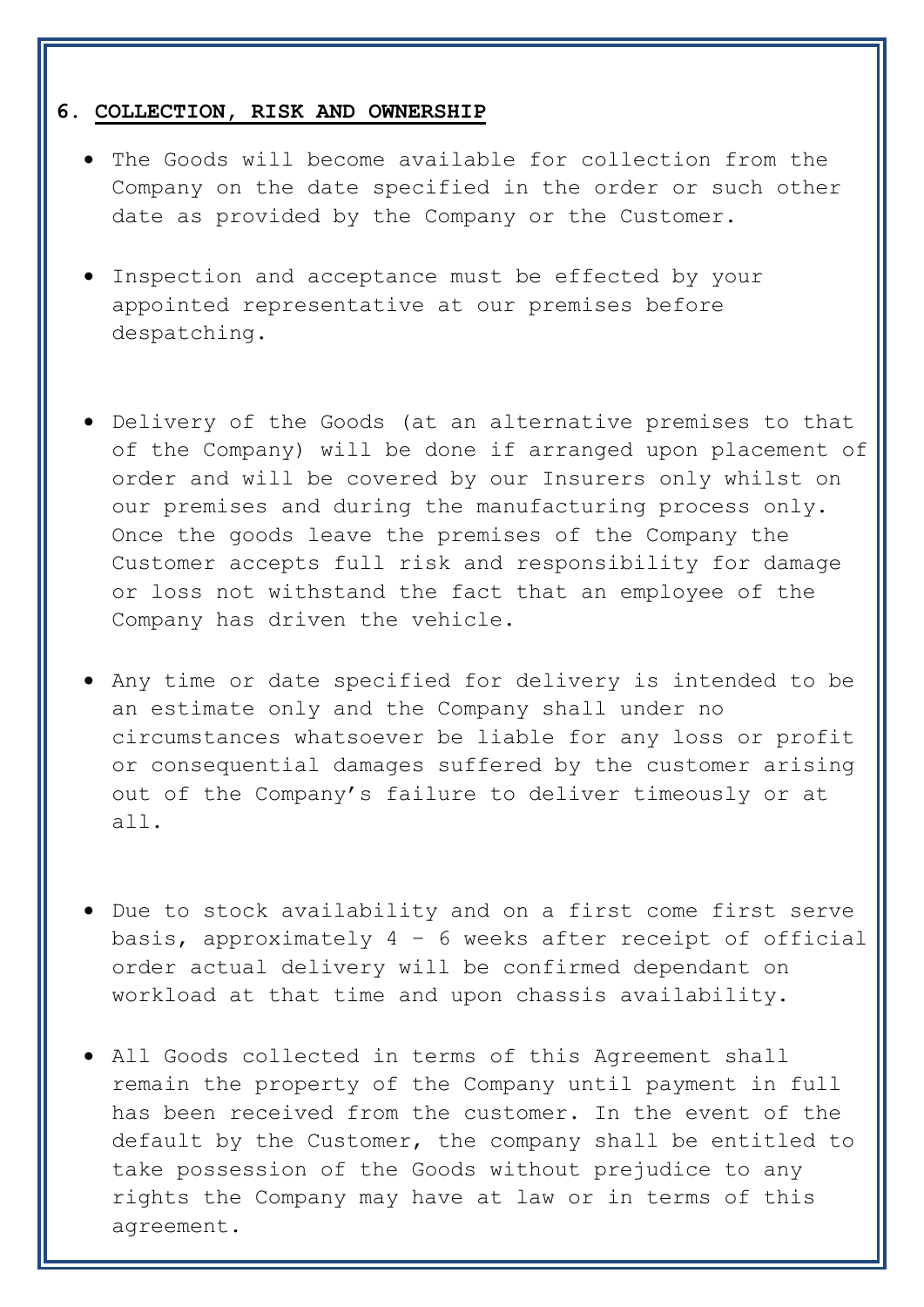## 6. **COLLECTION, RISK AND OWNERSHIP**

- The Goods will become available for collection from the Company on the date specified in the order or such other date as provided by the Company or the Customer.

- Inspection and acceptance must be effected by your appointed representative at our premises before despatching.

- Delivery of the Goods (at an alternative premises to that of the Company) will be done if arranged upon placement of order and will be covered by our Insurers only whilst on our premises and during the manufacturing process only. Once the goods leave the premises of the Company the Customer accepts full risk and responsibility for damage or loss not withstand the fact that an employee of the Company has driven the vehicle.

- Any time or date specified for delivery is intended to be an estimate only and the Company shall under no circumstances whatsoever be liable for any loss or profit or consequential damages suffered by the customer arising out of the Company's failure to deliver timeously or at all.

- Due to stock availability and on a first come first serve basis, approximately 4 – 6 weeks after receipt of official order actual delivery will be confirmed dependant on workload at that time and upon chassis availability.

- All Goods collected in terms of this Agreement shall remain the property of the Company until payment in full has been received from the customer. In the event of the default by the Customer, the company shall be entitled to take possession of the Goods without prejudice to any rights the Company may have at law or in terms of this agreement.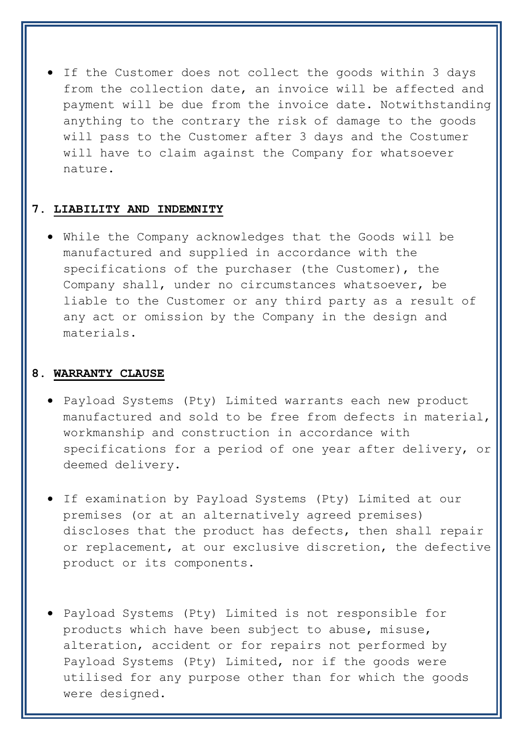- If the Customer does not collect the goods within 3 days from the collection date, an invoice will be affected and payment will be due from the invoice date. Notwithstanding anything to the contrary the risk of damage to the goods will pass to the Customer after 3 days and the Costumer will have to claim against the Company for whatsoever nature.

## 7. **LIABILITY AND INDEMNITY**

- While the Company acknowledges that the Goods will be manufactured and supplied in accordance with the specifications of the purchaser (the Customer), the Company shall, under no circumstances whatsoever, be liable to the Customer or any third party as a result of any act or omission by the Company in the design and materials.

## 8. **WARRANTY CLAUSE**

- Payload Systems (Pty) Limited warrants each new product manufactured and sold to be free from defects in material, workmanship and construction in accordance with specifications for a period of one year after delivery, or deemed delivery.

- If examination by Payload Systems (Pty) Limited at our premises (or at an alternatively agreed premises) discloses that the product has defects, then shall repair or replacement, at our exclusive discretion, the defective product or its components.

- Payload Systems (Pty) Limited is not responsible for products which have been subject to abuse, misuse, alteration, accident or for repairs not performed by Payload Systems (Pty) Limited, nor if the goods were utilised for any purpose other than for which the goods were designed.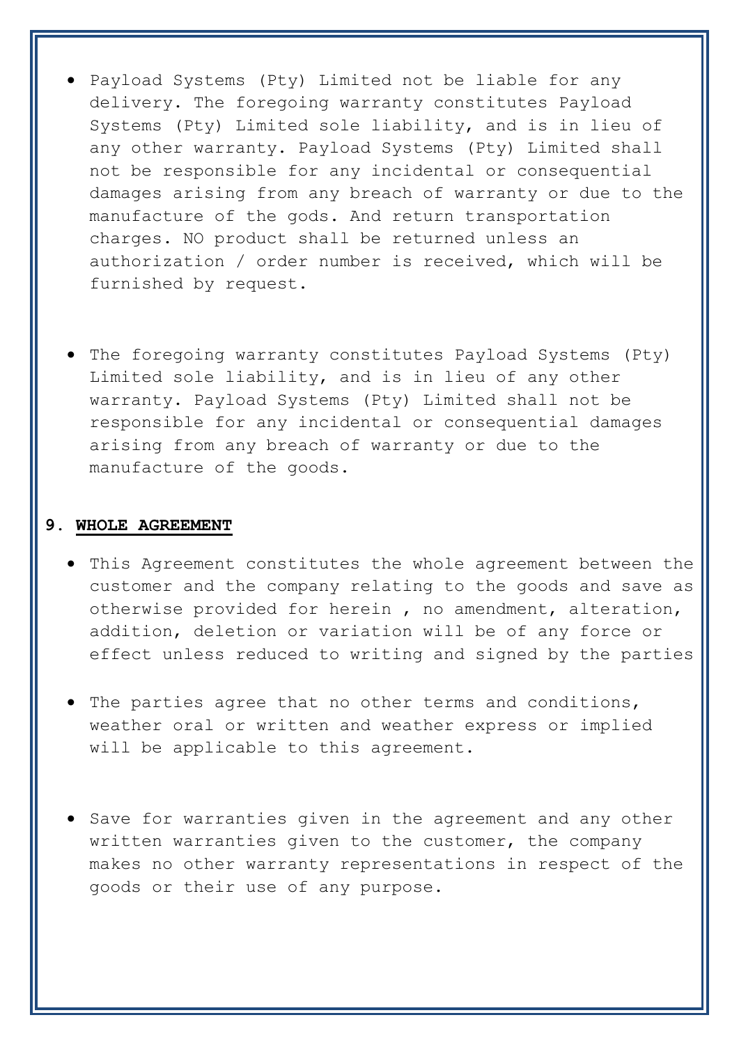- Payload Systems (Pty) Limited not be liable for any delivery. The foregoing warranty constitutes Payload Systems (Pty) Limited sole liability, and is in lieu of any other warranty. Payload Systems (Pty) Limited shall not be responsible for any incidental or consequential damages arising from any breach of warranty or due to the manufacture of the gods. And return transportation charges. NO product shall be returned unless an authorization / order number is received, which will be furnished by request.

- The foregoing warranty constitutes Payload Systems (Pty) Limited sole liability, and is in lieu of any other warranty. Payload Systems (Pty) Limited shall not be responsible for any incidental or consequential damages arising from any breach of warranty or due to the manufacture of the goods.

## 9. WHOLE AGREEMENT

- This Agreement constitutes the whole agreement between the customer and the company relating to the goods and save as otherwise provided for herein , no amendment, alteration, addition, deletion or variation will be of any force or effect unless reduced to writing and signed by the parties

- The parties agree that no other terms and conditions, weather oral or written and weather express or implied will be applicable to this agreement.

- Save for warranties given in the agreement and any other written warranties given to the customer, the company makes no other warranty representations in respect of the goods or their use of any purpose.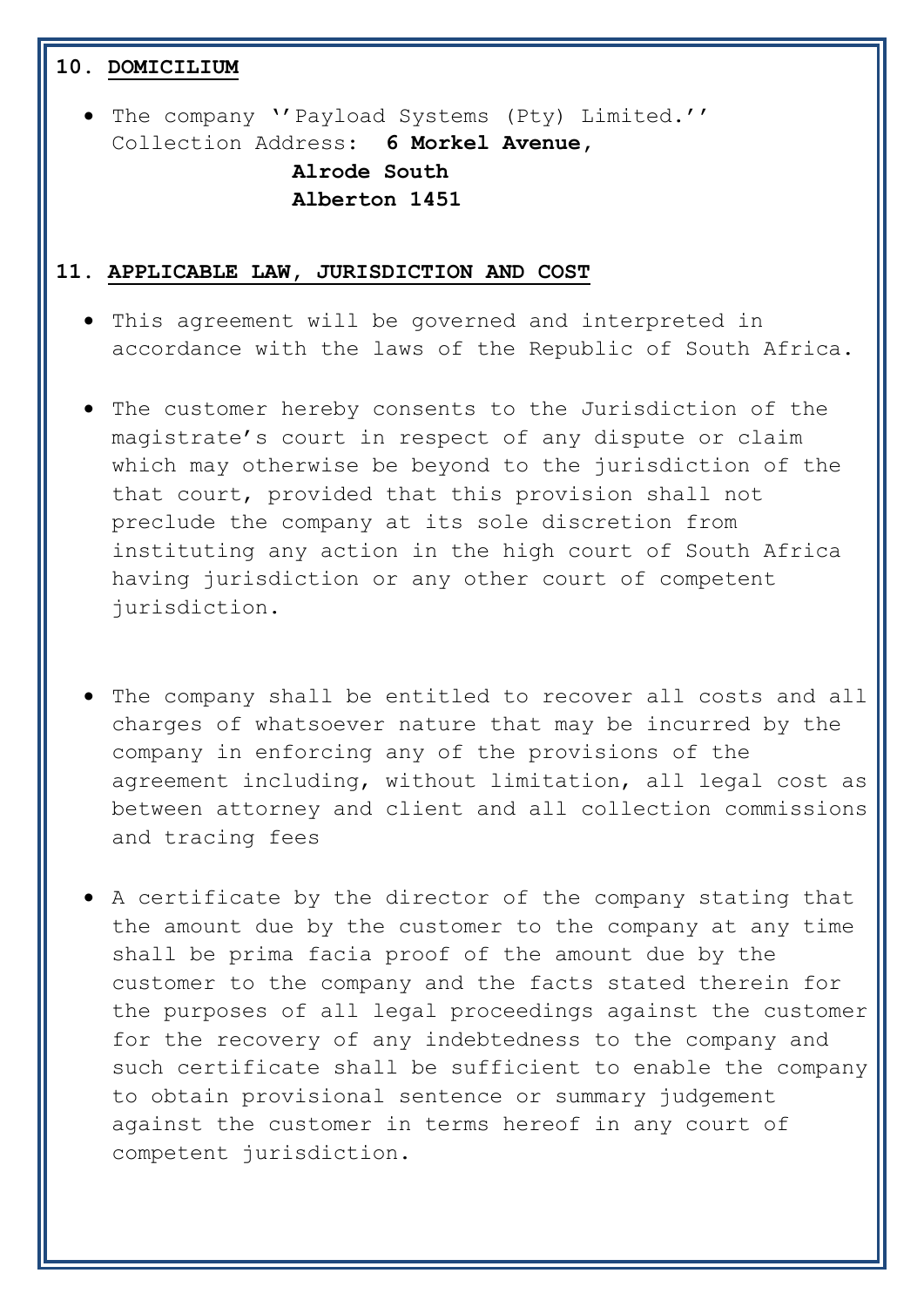## 10. DOMICILIUM

- The company ''Payload Systems (Pty) Limited.''
  Collection Address: **6 Morkel Avenue,**
  **Alrode South**
  **Alberton 1451**

## 11. APPLICABLE LAW, JURISDICTION AND COST

- This agreement will be governed and interpreted in accordance with the laws of the Republic of South Africa.

- The customer hereby consents to the Jurisdiction of the magistrate's court in respect of any dispute or claim which may otherwise be beyond to the jurisdiction of the that court, provided that this provision shall not preclude the company at its sole discretion from instituting any action in the high court of South Africa having jurisdiction or any other court of competent jurisdiction.

- The company shall be entitled to recover all costs and all charges of whatsoever nature that may be incurred by the company in enforcing any of the provisions of the agreement including, without limitation, all legal cost as between attorney and client and all collection commissions and tracing fees

- A certificate by the director of the company stating that the amount due by the customer to the company at any time shall be prima facia proof of the amount due by the customer to the company and the facts stated therein for the purposes of all legal proceedings against the customer for the recovery of any indebtedness to the company and such certificate shall be sufficient to enable the company to obtain provisional sentence or summary judgement against the customer in terms hereof in any court of competent jurisdiction.